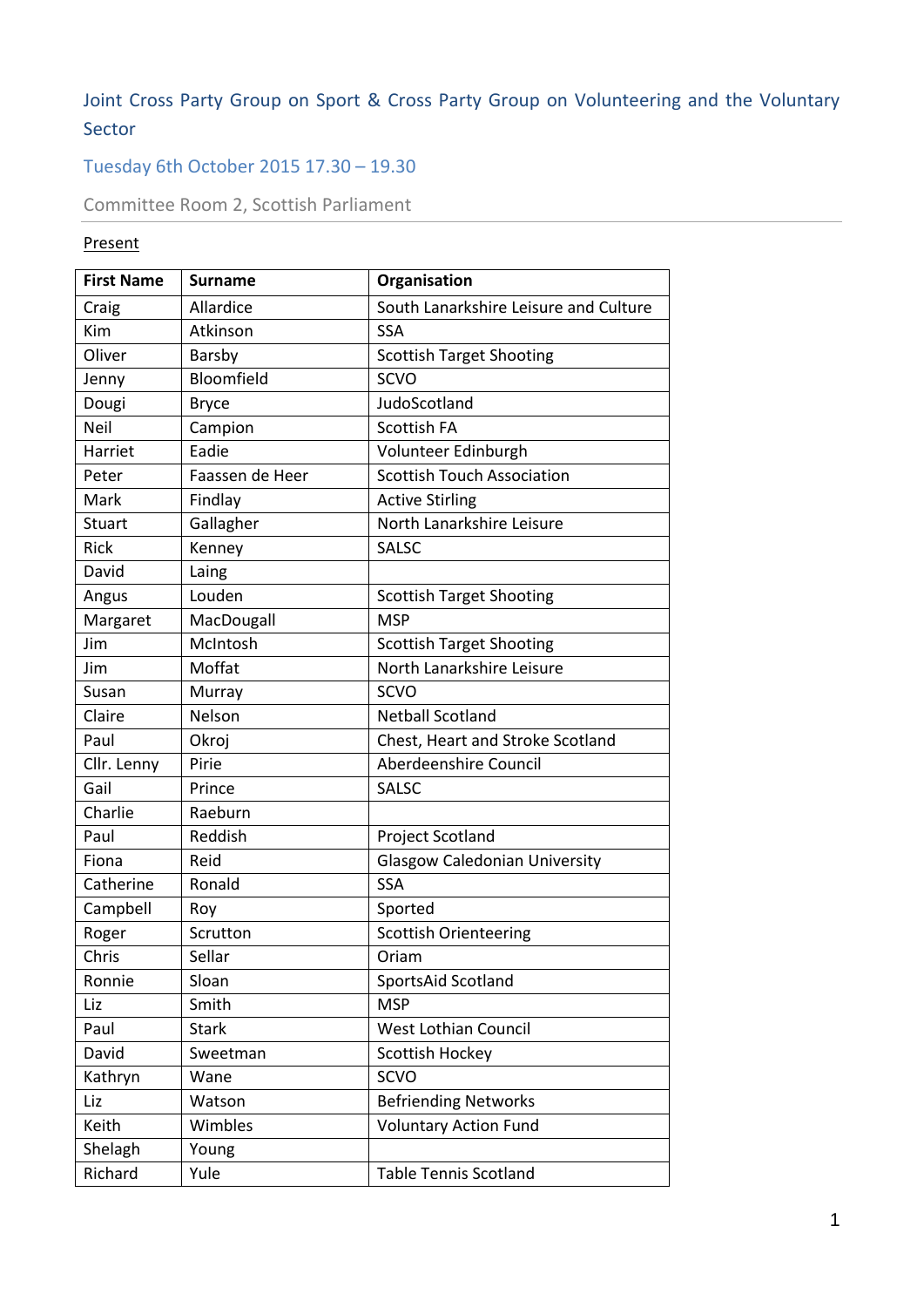# Joint Cross Party Group on Sport & Cross Party Group on Volunteering and the Voluntary Sector

## Tuesday 6th October 2015 17.30 – 19.30

Committee Room 2, Scottish Parliament

Present

| First Name | Surname | Organisation |
|---|---|---|
| Craig | Allardice | South Lanarkshire Leisure and Culture |
| Kim | Atkinson | SSA |
| Oliver | Barsby | Scottish Target Shooting |
| Jenny | Bloomfield | SCVO |
| Dougi | Bryce | JudoScotland |
| Neil | Campion | Scottish FA |
| Harriet | Eadie | Volunteer Edinburgh |
| Peter | Faassen de Heer | Scottish Touch Association |
| Mark | Findlay | Active Stirling |
| Stuart | Gallagher | North Lanarkshire Leisure |
| Rick | Kenney | SALSC |
| David | Laing | |
| Angus | Louden | Scottish Target Shooting |
| Margaret | MacDougall | MSP |
| Jim | McIntosh | Scottish Target Shooting |
| Jim | Moffat | North Lanarkshire Leisure |
| Susan | Murray | SCVO |
| Claire | Nelson | Netball Scotland |
| Paul | Okroj | Chest, Heart and Stroke Scotland |
| Cllr. Lenny | Pirie | Aberdeenshire Council |
| Gail | Prince | SALSC |
| Charlie | Raeburn | |
| Paul | Reddish | Project Scotland |
| Fiona | Reid | Glasgow Caledonian University |
| Catherine | Ronald | SSA |
| Campbell | Roy | Sported |
| Roger | Scrutton | Scottish Orienteering |
| Chris | Sellar | Oriam |
| Ronnie | Sloan | SportsAid Scotland |
| Liz | Smith | MSP |
| Paul | Stark | West Lothian Council |
| David | Sweetman | Scottish Hockey |
| Kathryn | Wane | SCVO |
| Liz | Watson | Befriending Networks |
| Keith | Wimbles | Voluntary Action Fund |
| Shelagh | Young | |
| Richard | Yule | Table Tennis Scotland |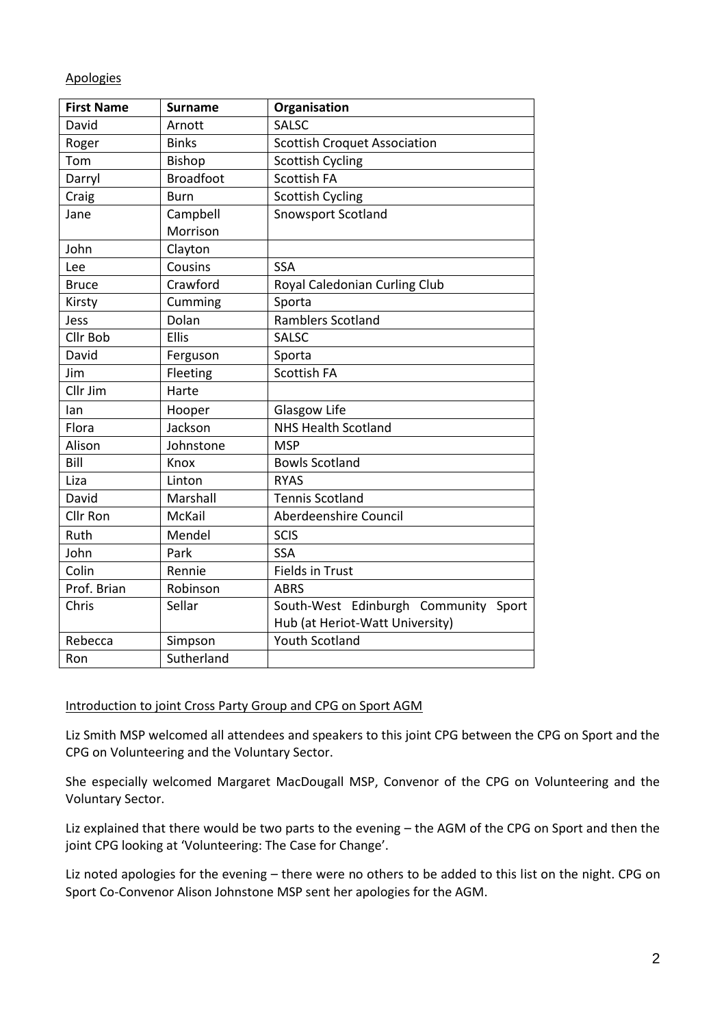Apologies

| First Name | Surname | Organisation |
| --- | --- | --- |
| David | Arnott | SALSC |
| Roger | Binks | Scottish Croquet Association |
| Tom | Bishop | Scottish Cycling |
| Darryl | Broadfoot | Scottish FA |
| Craig | Burn | Scottish Cycling |
| Jane | Campbell Morrison | Snowsport Scotland |
| John | Clayton | |
| Lee | Cousins | SSA |
| Bruce | Crawford | Royal Caledonian Curling Club |
| Kirsty | Cumming | Sporta |
| Jess | Dolan | Ramblers Scotland |
| Cllr Bob | Ellis | SALSC |
| David | Ferguson | Sporta |
| Jim | Fleeting | Scottish FA |
| Cllr Jim | Harte | |
| Ian | Hooper | Glasgow Life |
| Flora | Jackson | NHS Health Scotland |
| Alison | Johnstone | MSP |
| Bill | Knox | Bowls Scotland |
| Liza | Linton | RYAS |
| David | Marshall | Tennis Scotland |
| Cllr Ron | McKail | Aberdeenshire Council |
| Ruth | Mendel | SCIS |
| John | Park | SSA |
| Colin | Rennie | Fields in Trust |
| Prof. Brian | Robinson | ABRS |
| Chris | Sellar | South-West Edinburgh Community Sport Hub (at Heriot-Watt University) |
| Rebecca | Simpson | Youth Scotland |
| Ron | Sutherland | |

Introduction to joint Cross Party Group and CPG on Sport AGM

Liz Smith MSP welcomed all attendees and speakers to this joint CPG between the CPG on Sport and the CPG on Volunteering and the Voluntary Sector.

She especially welcomed Margaret MacDougall MSP, Convenor of the CPG on Volunteering and the Voluntary Sector.

Liz explained that there would be two parts to the evening – the AGM of the CPG on Sport and then the joint CPG looking at 'Volunteering: The Case for Change'.

Liz noted apologies for the evening – there were no others to be added to this list on the night. CPG on Sport Co-Convenor Alison Johnstone MSP sent her apologies for the AGM.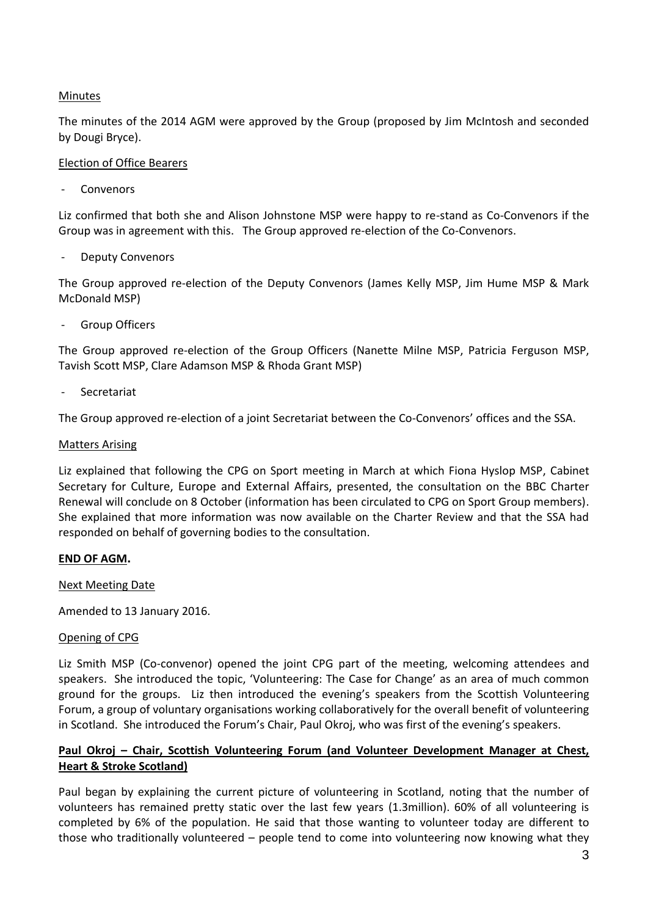Minutes

The minutes of the 2014 AGM were approved by the Group (proposed by Jim McIntosh and seconded by Dougi Bryce).

Election of Office Bearers

- Convenors

Liz confirmed that both she and Alison Johnstone MSP were happy to re-stand as Co-Convenors if the Group was in agreement with this. The Group approved re-election of the Co-Convenors.

- Deputy Convenors

The Group approved re-election of the Deputy Convenors (James Kelly MSP, Jim Hume MSP & Mark McDonald MSP)

- Group Officers

The Group approved re-election of the Group Officers (Nanette Milne MSP, Patricia Ferguson MSP, Tavish Scott MSP, Clare Adamson MSP & Rhoda Grant MSP)

- Secretariat

The Group approved re-election of a joint Secretariat between the Co-Convenors' offices and the SSA.

Matters Arising

Liz explained that following the CPG on Sport meeting in March at which Fiona Hyslop MSP, Cabinet Secretary for Culture, Europe and External Affairs, presented, the consultation on the BBC Charter Renewal will conclude on 8 October (information has been circulated to CPG on Sport Group members). She explained that more information was now available on the Charter Review and that the SSA had responded on behalf of governing bodies to the consultation.

**END OF AGM.**

Next Meeting Date

Amended to 13 January 2016.

Opening of CPG

Liz Smith MSP (Co-convenor) opened the joint CPG part of the meeting, welcoming attendees and speakers. She introduced the topic, 'Volunteering: The Case for Change' as an area of much common ground for the groups. Liz then introduced the evening's speakers from the Scottish Volunteering Forum, a group of voluntary organisations working collaboratively for the overall benefit of volunteering in Scotland. She introduced the Forum's Chair, Paul Okroj, who was first of the evening's speakers.

**Paul Okroj – Chair, Scottish Volunteering Forum (and Volunteer Development Manager at Chest, Heart & Stroke Scotland)**

Paul began by explaining the current picture of volunteering in Scotland, noting that the number of volunteers has remained pretty static over the last few years (1.3million). 60% of all volunteering is completed by 6% of the population. He said that those wanting to volunteer today are different to those who traditionally volunteered – people tend to come into volunteering now knowing what they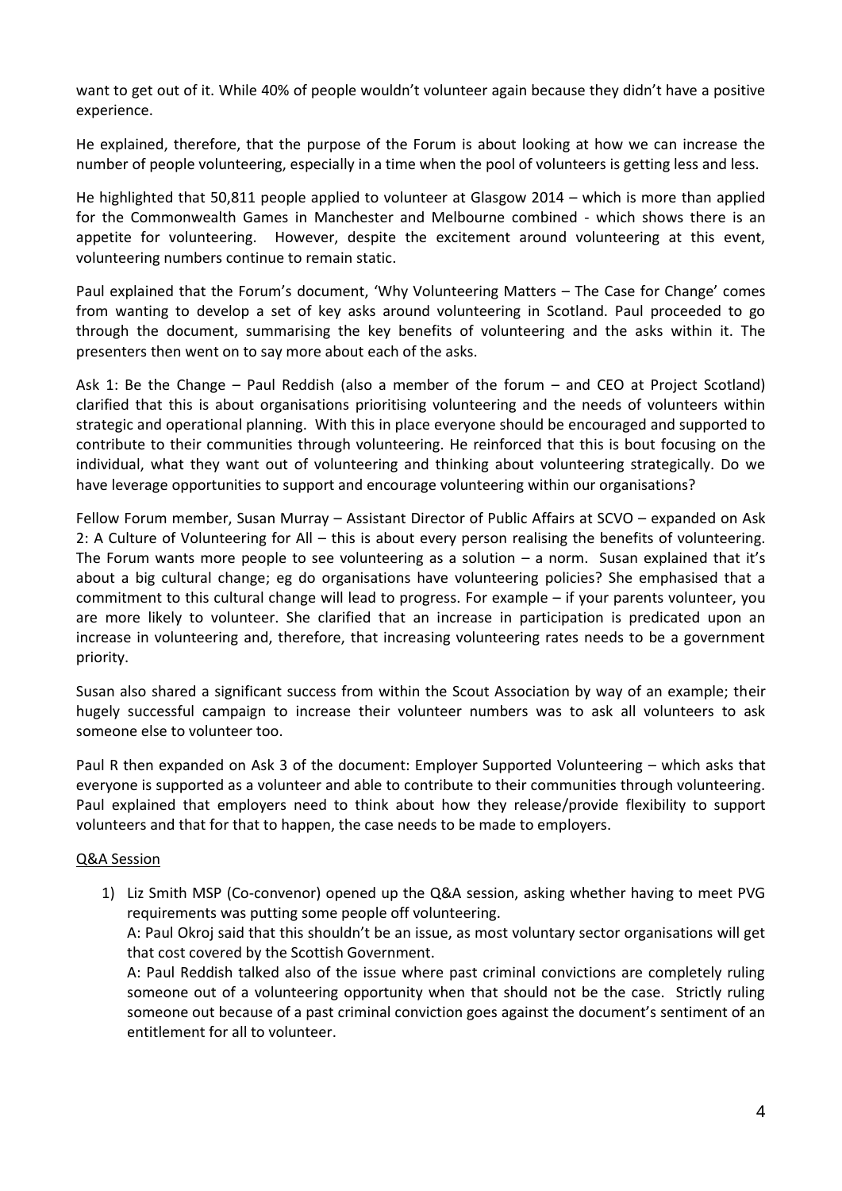want to get out of it. While 40% of people wouldn't volunteer again because they didn't have a positive experience.

He explained, therefore, that the purpose of the Forum is about looking at how we can increase the number of people volunteering, especially in a time when the pool of volunteers is getting less and less.

He highlighted that 50,811 people applied to volunteer at Glasgow 2014 – which is more than applied for the Commonwealth Games in Manchester and Melbourne combined - which shows there is an appetite for volunteering. However, despite the excitement around volunteering at this event, volunteering numbers continue to remain static.

Paul explained that the Forum's document, 'Why Volunteering Matters – The Case for Change' comes from wanting to develop a set of key asks around volunteering in Scotland. Paul proceeded to go through the document, summarising the key benefits of volunteering and the asks within it. The presenters then went on to say more about each of the asks.

Ask 1: Be the Change – Paul Reddish (also a member of the forum – and CEO at Project Scotland) clarified that this is about organisations prioritising volunteering and the needs of volunteers within strategic and operational planning. With this in place everyone should be encouraged and supported to contribute to their communities through volunteering. He reinforced that this is bout focusing on the individual, what they want out of volunteering and thinking about volunteering strategically. Do we have leverage opportunities to support and encourage volunteering within our organisations?

Fellow Forum member, Susan Murray – Assistant Director of Public Affairs at SCVO – expanded on Ask 2: A Culture of Volunteering for All – this is about every person realising the benefits of volunteering. The Forum wants more people to see volunteering as a solution – a norm. Susan explained that it's about a big cultural change; eg do organisations have volunteering policies? She emphasised that a commitment to this cultural change will lead to progress. For example – if your parents volunteer, you are more likely to volunteer. She clarified that an increase in participation is predicated upon an increase in volunteering and, therefore, that increasing volunteering rates needs to be a government priority.

Susan also shared a significant success from within the Scout Association by way of an example; their hugely successful campaign to increase their volunteer numbers was to ask all volunteers to ask someone else to volunteer too.

Paul R then expanded on Ask 3 of the document: Employer Supported Volunteering – which asks that everyone is supported as a volunteer and able to contribute to their communities through volunteering. Paul explained that employers need to think about how they release/provide flexibility to support volunteers and that for that to happen, the case needs to be made to employers.

<u>Q&A Session</u>

1) Liz Smith MSP (Co-convenor) opened up the Q&A session, asking whether having to meet PVG requirements was putting some people off volunteering.
   A: Paul Okroj said that this shouldn't be an issue, as most voluntary sector organisations will get that cost covered by the Scottish Government.
   A: Paul Reddish talked also of the issue where past criminal convictions are completely ruling someone out of a volunteering opportunity when that should not be the case. Strictly ruling someone out because of a past criminal conviction goes against the document's sentiment of an entitlement for all to volunteer.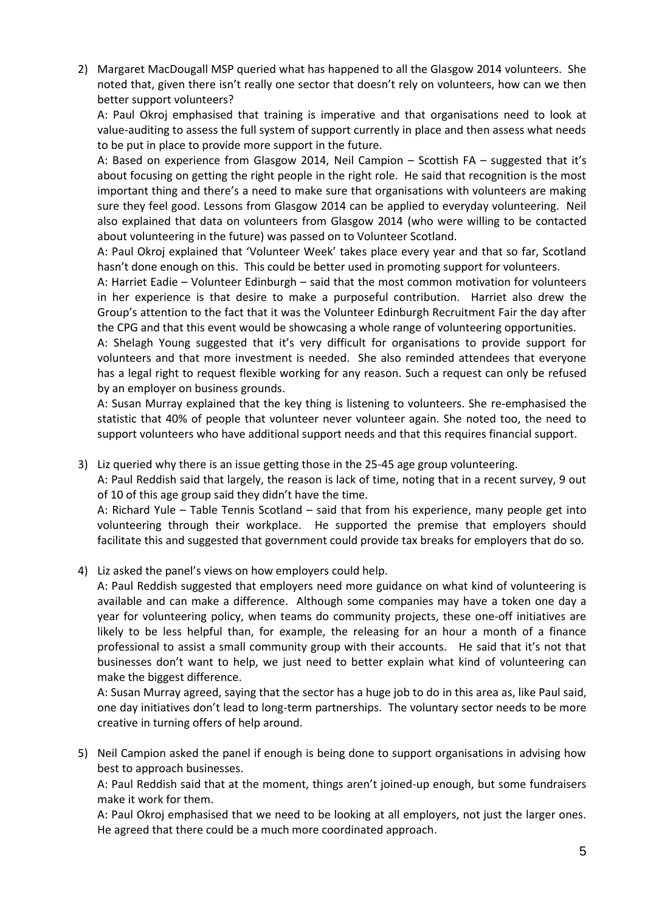2) Margaret MacDougall MSP queried what has happened to all the Glasgow 2014 volunteers. She noted that, given there isn't really one sector that doesn't rely on volunteers, how can we then better support volunteers?

   A: Paul Okroj emphasised that training is imperative and that organisations need to look at value-auditing to assess the full system of support currently in place and then assess what needs to be put in place to provide more support in the future.

   A: Based on experience from Glasgow 2014, Neil Campion – Scottish FA – suggested that it's about focusing on getting the right people in the right role. He said that recognition is the most important thing and there's a need to make sure that organisations with volunteers are making sure they feel good. Lessons from Glasgow 2014 can be applied to everyday volunteering. Neil also explained that data on volunteers from Glasgow 2014 (who were willing to be contacted about volunteering in the future) was passed on to Volunteer Scotland.

   A: Paul Okroj explained that 'Volunteer Week' takes place every year and that so far, Scotland hasn't done enough on this. This could be better used in promoting support for volunteers.

   A: Harriet Eadie – Volunteer Edinburgh – said that the most common motivation for volunteers in her experience is that desire to make a purposeful contribution. Harriet also drew the Group's attention to the fact that it was the Volunteer Edinburgh Recruitment Fair the day after the CPG and that this event would be showcasing a whole range of volunteering opportunities.

   A: Shelagh Young suggested that it's very difficult for organisations to provide support for volunteers and that more investment is needed. She also reminded attendees that everyone has a legal right to request flexible working for any reason. Such a request can only be refused by an employer on business grounds.

   A: Susan Murray explained that the key thing is listening to volunteers. She re-emphasised the statistic that 40% of people that volunteer never volunteer again. She noted too, the need to support volunteers who have additional support needs and that this requires financial support.

3) Liz queried why there is an issue getting those in the 25-45 age group volunteering.

   A: Paul Reddish said that largely, the reason is lack of time, noting that in a recent survey, 9 out of 10 of this age group said they didn't have the time.

   A: Richard Yule – Table Tennis Scotland – said that from his experience, many people get into volunteering through their workplace. He supported the premise that employers should facilitate this and suggested that government could provide tax breaks for employers that do so.

4) Liz asked the panel's views on how employers could help.

   A: Paul Reddish suggested that employers need more guidance on what kind of volunteering is available and can make a difference. Although some companies may have a token one day a year for volunteering policy, when teams do community projects, these one-off initiatives are likely to be less helpful than, for example, the releasing for an hour a month of a finance professional to assist a small community group with their accounts. He said that it's not that businesses don't want to help, we just need to better explain what kind of volunteering can make the biggest difference.

   A: Susan Murray agreed, saying that the sector has a huge job to do in this area as, like Paul said, one day initiatives don't lead to long-term partnerships. The voluntary sector needs to be more creative in turning offers of help around.

5) Neil Campion asked the panel if enough is being done to support organisations in advising how best to approach businesses.

   A: Paul Reddish said that at the moment, things aren't joined-up enough, but some fundraisers make it work for them.

   A: Paul Okroj emphasised that we need to be looking at all employers, not just the larger ones. He agreed that there could be a much more coordinated approach.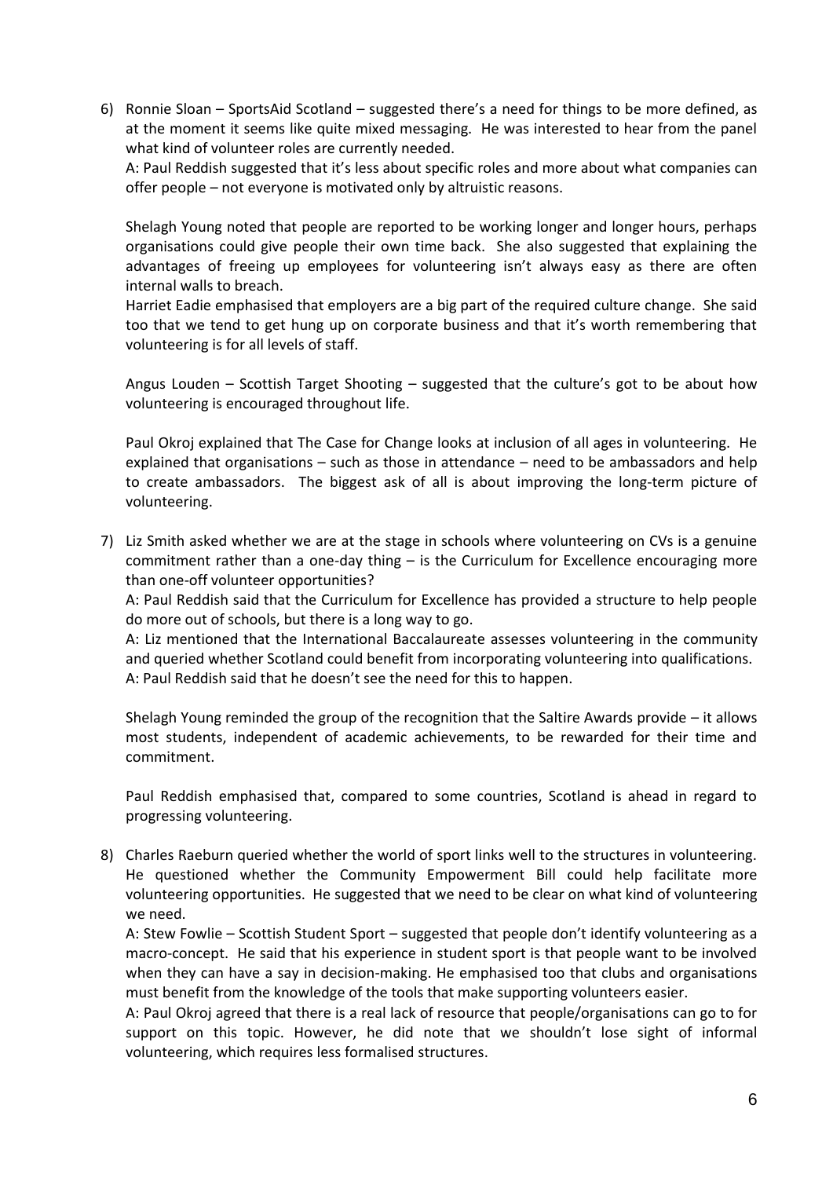6) Ronnie Sloan – SportsAid Scotland – suggested there's a need for things to be more defined, as at the moment it seems like quite mixed messaging. He was interested to hear from the panel what kind of volunteer roles are currently needed.
   A: Paul Reddish suggested that it's less about specific roles and more about what companies can offer people – not everyone is motivated only by altruistic reasons.

   Shelagh Young noted that people are reported to be working longer and longer hours, perhaps organisations could give people their own time back. She also suggested that explaining the advantages of freeing up employees for volunteering isn't always easy as there are often internal walls to breach.
   Harriet Eadie emphasised that employers are a big part of the required culture change. She said too that we tend to get hung up on corporate business and that it's worth remembering that volunteering is for all levels of staff.

   Angus Louden – Scottish Target Shooting – suggested that the culture's got to be about how volunteering is encouraged throughout life.

   Paul Okroj explained that The Case for Change looks at inclusion of all ages in volunteering. He explained that organisations – such as those in attendance – need to be ambassadors and help to create ambassadors. The biggest ask of all is about improving the long-term picture of volunteering.

7) Liz Smith asked whether we are at the stage in schools where volunteering on CVs is a genuine commitment rather than a one-day thing – is the Curriculum for Excellence encouraging more than one-off volunteer opportunities?
   A: Paul Reddish said that the Curriculum for Excellence has provided a structure to help people do more out of schools, but there is a long way to go.
   A: Liz mentioned that the International Baccalaureate assesses volunteering in the community and queried whether Scotland could benefit from incorporating volunteering into qualifications.
   A: Paul Reddish said that he doesn't see the need for this to happen.

   Shelagh Young reminded the group of the recognition that the Saltire Awards provide – it allows most students, independent of academic achievements, to be rewarded for their time and commitment.

   Paul Reddish emphasised that, compared to some countries, Scotland is ahead in regard to progressing volunteering.

8) Charles Raeburn queried whether the world of sport links well to the structures in volunteering. He questioned whether the Community Empowerment Bill could help facilitate more volunteering opportunities. He suggested that we need to be clear on what kind of volunteering we need.
   A: Stew Fowlie – Scottish Student Sport – suggested that people don't identify volunteering as a macro-concept. He said that his experience in student sport is that people want to be involved when they can have a say in decision-making. He emphasised too that clubs and organisations must benefit from the knowledge of the tools that make supporting volunteers easier.
   A: Paul Okroj agreed that there is a real lack of resource that people/organisations can go to for support on this topic. However, he did note that we shouldn't lose sight of informal volunteering, which requires less formalised structures.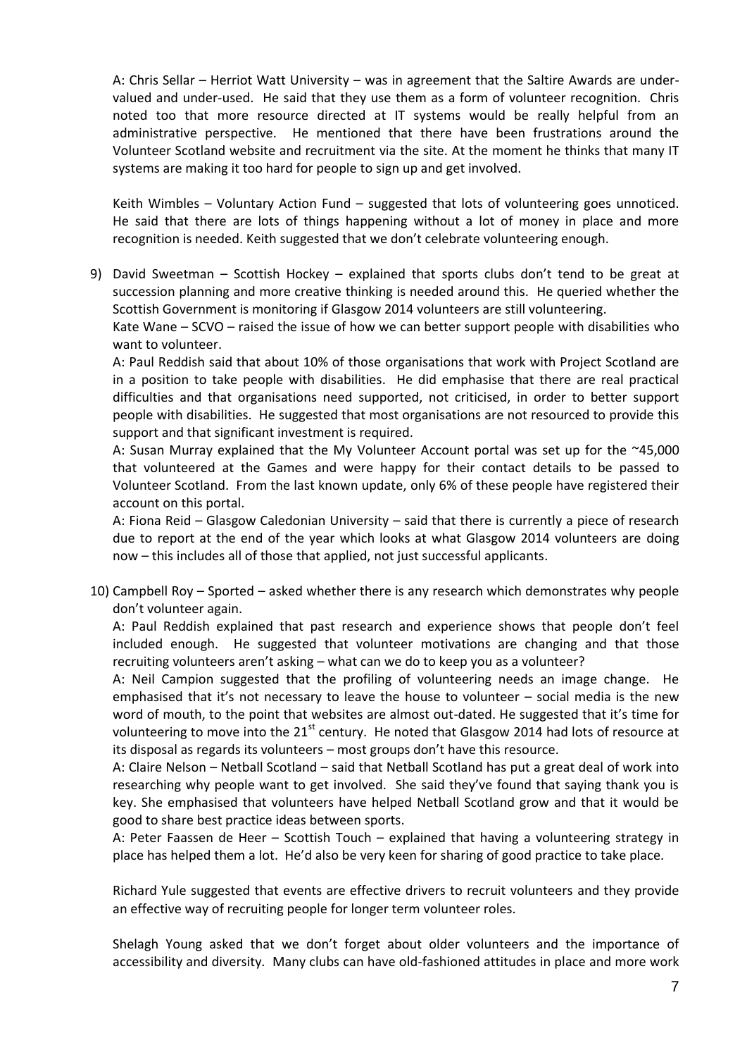A: Chris Sellar – Herriot Watt University – was in agreement that the Saltire Awards are under-valued and under-used. He said that they use them as a form of volunteer recognition. Chris noted too that more resource directed at IT systems would be really helpful from an administrative perspective. He mentioned that there have been frustrations around the Volunteer Scotland website and recruitment via the site. At the moment he thinks that many IT systems are making it too hard for people to sign up and get involved.

Keith Wimbles – Voluntary Action Fund – suggested that lots of volunteering goes unnoticed. He said that there are lots of things happening without a lot of money in place and more recognition is needed. Keith suggested that we don't celebrate volunteering enough.

9) David Sweetman – Scottish Hockey – explained that sports clubs don't tend to be great at succession planning and more creative thinking is needed around this. He queried whether the Scottish Government is monitoring if Glasgow 2014 volunteers are still volunteering.
   Kate Wane – SCVO – raised the issue of how we can better support people with disabilities who want to volunteer.
   A: Paul Reddish said that about 10% of those organisations that work with Project Scotland are in a position to take people with disabilities. He did emphasise that there are real practical difficulties and that organisations need supported, not criticised, in order to better support people with disabilities. He suggested that most organisations are not resourced to provide this support and that significant investment is required.
   A: Susan Murray explained that the My Volunteer Account portal was set up for the ~45,000 that volunteered at the Games and were happy for their contact details to be passed to Volunteer Scotland. From the last known update, only 6% of these people have registered their account on this portal.
   A: Fiona Reid – Glasgow Caledonian University – said that there is currently a piece of research due to report at the end of the year which looks at what Glasgow 2014 volunteers are doing now – this includes all of those that applied, not just successful applicants.

10) Campbell Roy – Sported – asked whether there is any research which demonstrates why people don't volunteer again.
   A: Paul Reddish explained that past research and experience shows that people don't feel included enough. He suggested that volunteer motivations are changing and that those recruiting volunteers aren't asking – what can we do to keep you as a volunteer?
   A: Neil Campion suggested that the profiling of volunteering needs an image change. He emphasised that it's not necessary to leave the house to volunteer – social media is the new word of mouth, to the point that websites are almost out-dated. He suggested that it's time for volunteering to move into the 21st century. He noted that Glasgow 2014 had lots of resource at its disposal as regards its volunteers – most groups don't have this resource.
   A: Claire Nelson – Netball Scotland – said that Netball Scotland has put a great deal of work into researching why people want to get involved. She said they've found that saying thank you is key. She emphasised that volunteers have helped Netball Scotland grow and that it would be good to share best practice ideas between sports.
   A: Peter Faassen de Heer – Scottish Touch – explained that having a volunteering strategy in place has helped them a lot. He'd also be very keen for sharing of good practice to take place.

   Richard Yule suggested that events are effective drivers to recruit volunteers and they provide an effective way of recruiting people for longer term volunteer roles.

   Shelagh Young asked that we don't forget about older volunteers and the importance of accessibility and diversity. Many clubs can have old-fashioned attitudes in place and more work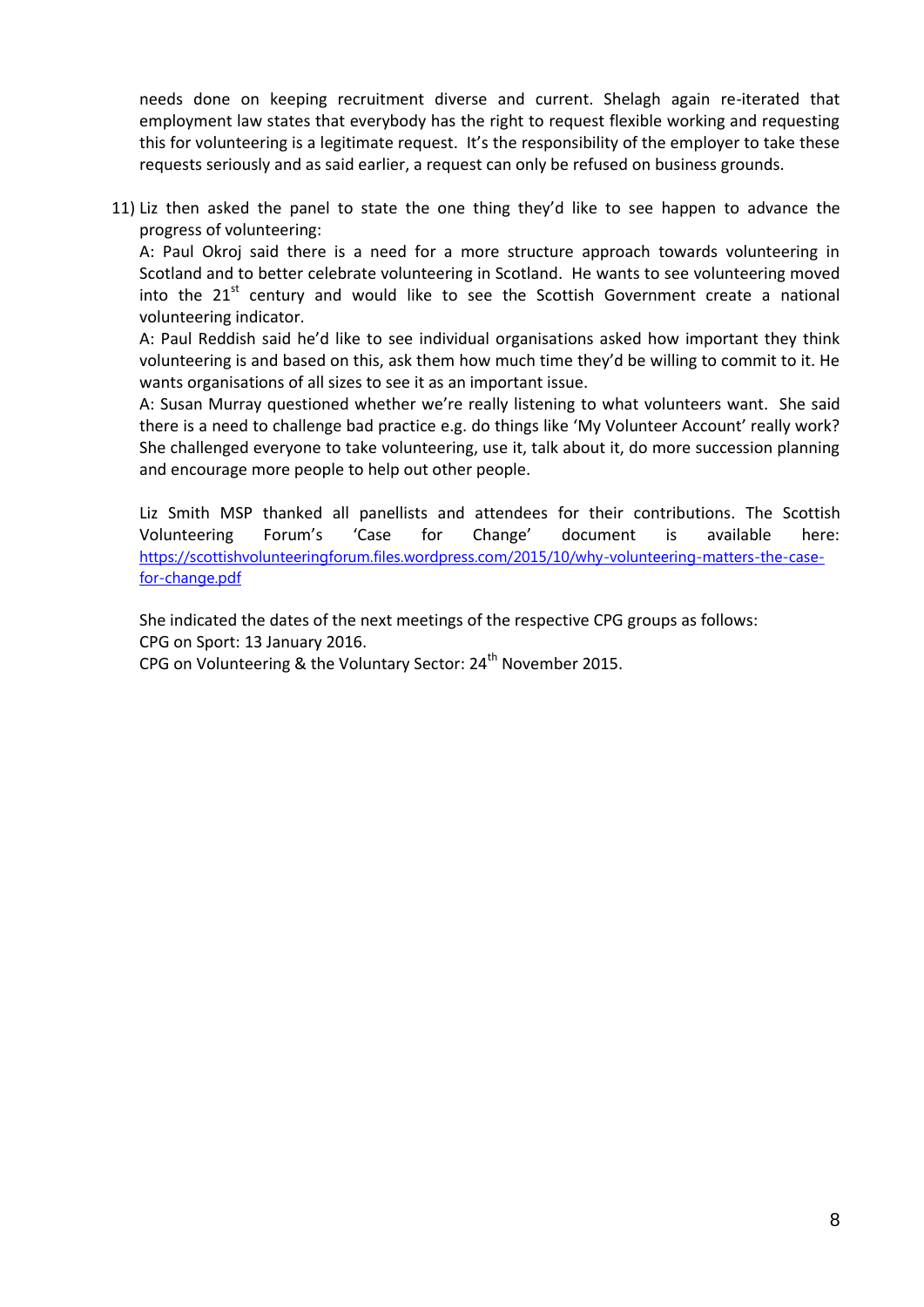needs done on keeping recruitment diverse and current. Shelagh again re-iterated that employment law states that everybody has the right to request flexible working and requesting this for volunteering is a legitimate request. It's the responsibility of the employer to take these requests seriously and as said earlier, a request can only be refused on business grounds.

11) Liz then asked the panel to state the one thing they'd like to see happen to advance the progress of volunteering:
A: Paul Okroj said there is a need for a more structure approach towards volunteering in Scotland and to better celebrate volunteering in Scotland. He wants to see volunteering moved into the 21st century and would like to see the Scottish Government create a national volunteering indicator.
A: Paul Reddish said he'd like to see individual organisations asked how important they think volunteering is and based on this, ask them how much time they'd be willing to commit to it. He wants organisations of all sizes to see it as an important issue.
A: Susan Murray questioned whether we're really listening to what volunteers want. She said there is a need to challenge bad practice e.g. do things like 'My Volunteer Account' really work? She challenged everyone to take volunteering, use it, talk about it, do more succession planning and encourage more people to help out other people.

Liz Smith MSP thanked all panellists and attendees for their contributions. The Scottish Volunteering Forum's 'Case for Change' document is available here: https://scottishvolunteeringforum.files.wordpress.com/2015/10/why-volunteering-matters-the-case-for-change.pdf

She indicated the dates of the next meetings of the respective CPG groups as follows:
CPG on Sport: 13 January 2016.
CPG on Volunteering & the Voluntary Sector: 24th November 2015.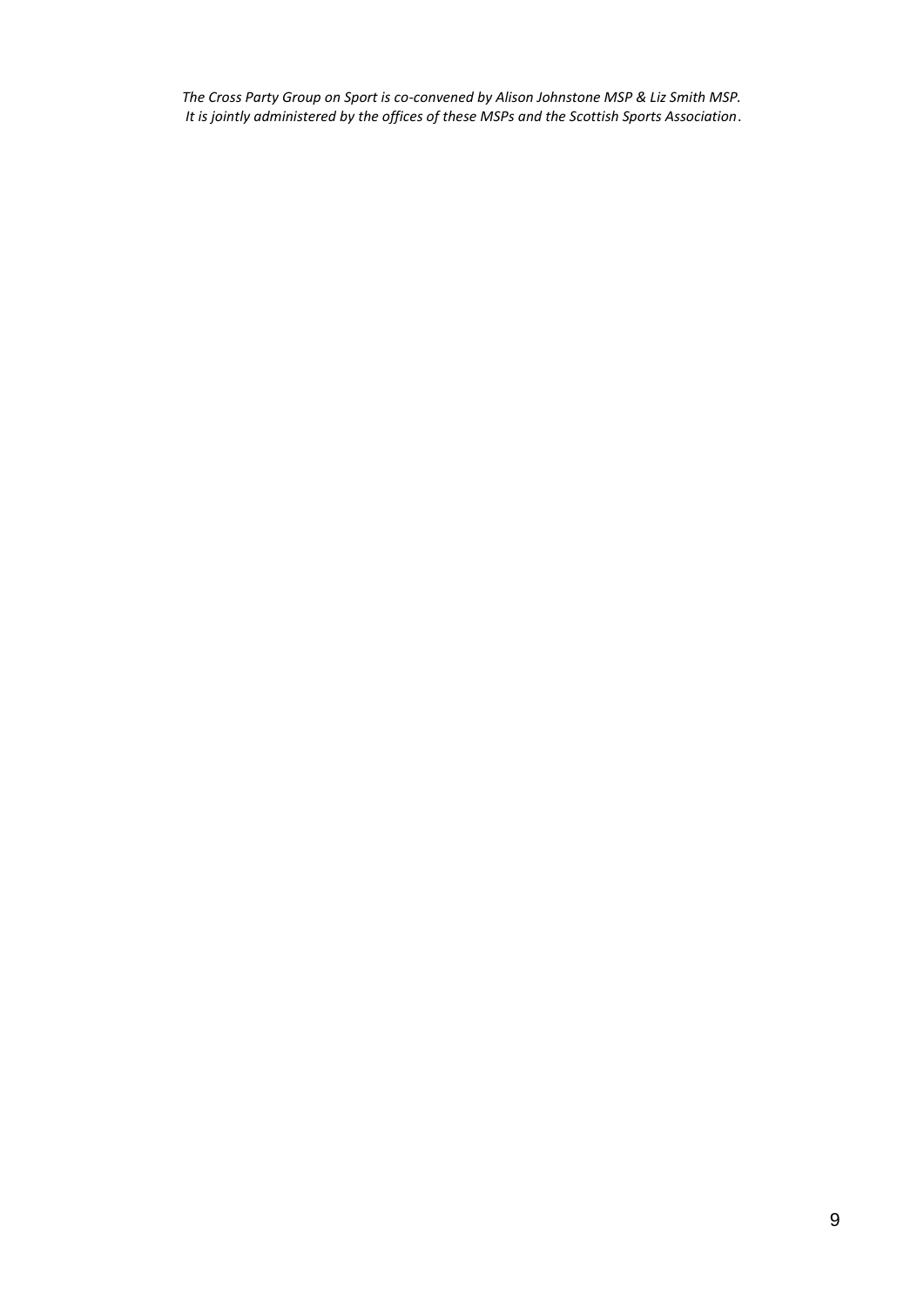*The Cross Party Group on Sport is co-convened by Alison Johnstone MSP & Liz Smith MSP. It is jointly administered by the offices of these MSPs and the Scottish Sports Association.*